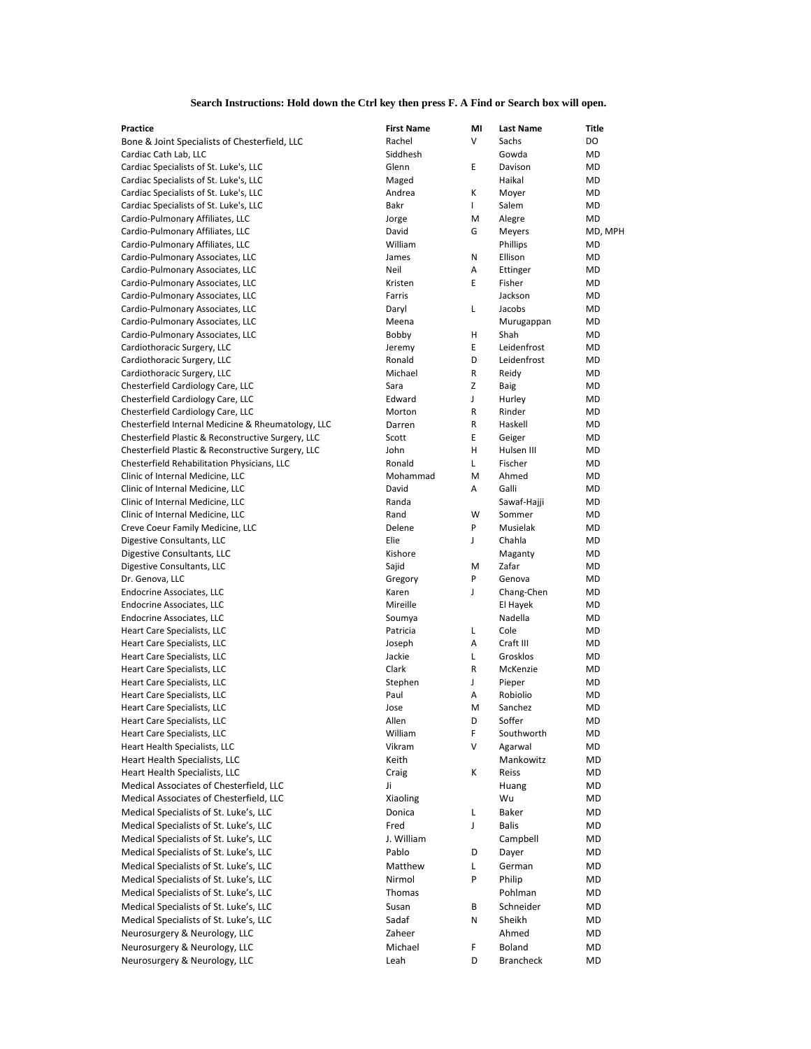**Search Instructions: Hold down the Ctrl key then press F. A Find or Search box will open.**

| Practice | First Name | MI | Last Name | Title |
|---|---|---|---|---|
| Bone & Joint Specialists of Chesterfield, LLC | Rachel | V | Sachs | DO |
| Cardiac Cath Lab, LLC | Siddhesh | | Gowda | MD |
| Cardiac Specialists of St. Luke's, LLC | Glenn | E | Davison | MD |
| Cardiac Specialists of St. Luke's, LLC | Maged | | Haikal | MD |
| Cardiac Specialists of St. Luke's, LLC | Andrea | K | Moyer | MD |
| Cardiac Specialists of St. Luke's, LLC | Bakr | I | Salem | MD |
| Cardio-Pulmonary Affiliates, LLC | Jorge | M | Alegre | MD |
| Cardio-Pulmonary Affiliates, LLC | David | G | Meyers | MD, MPH |
| Cardio-Pulmonary Affiliates, LLC | William | | Phillips | MD |
| Cardio-Pulmonary Associates, LLC | James | N | Ellison | MD |
| Cardio-Pulmonary Associates, LLC | Neil | A | Ettinger | MD |
| Cardio-Pulmonary Associates, LLC | Kristen | E | Fisher | MD |
| Cardio-Pulmonary Associates, LLC | Farris | | Jackson | MD |
| Cardio-Pulmonary Associates, LLC | Daryl | L | Jacobs | MD |
| Cardio-Pulmonary Associates, LLC | Meena | | Murugappan | MD |
| Cardio-Pulmonary Associates, LLC | Bobby | H | Shah | MD |
| Cardiothoracic Surgery, LLC | Jeremy | E | Leidenfrost | MD |
| Cardiothoracic Surgery, LLC | Ronald | D | Leidenfrost | MD |
| Cardiothoracic Surgery, LLC | Michael | R | Reidy | MD |
| Chesterfield Cardiology Care, LLC | Sara | Z | Baig | MD |
| Chesterfield Cardiology Care, LLC | Edward | J | Hurley | MD |
| Chesterfield Cardiology Care, LLC | Morton | R | Rinder | MD |
| Chesterfield Internal Medicine & Rheumatology, LLC | Darren | R | Haskell | MD |
| Chesterfield Plastic & Reconstructive Surgery, LLC | Scott | E | Geiger | MD |
| Chesterfield Plastic & Reconstructive Surgery, LLC | John | H | Hulsen III | MD |
| Chesterfield Rehabilitation Physicians, LLC | Ronald | L | Fischer | MD |
| Clinic of Internal Medicine, LLC | Mohammad | M | Ahmed | MD |
| Clinic of Internal Medicine, LLC | David | A | Galli | MD |
| Clinic of Internal Medicine, LLC | Randa | | Sawaf-Hajji | MD |
| Clinic of Internal Medicine, LLC | Rand | W | Sommer | MD |
| Creve Coeur Family Medicine, LLC | Delene | P | Musielak | MD |
| Digestive Consultants, LLC | Elie | J | Chahla | MD |
| Digestive Consultants, LLC | Kishore | | Maganty | MD |
| Digestive Consultants, LLC | Sajid | M | Zafar | MD |
| Dr. Genova, LLC | Gregory | P | Genova | MD |
| Endocrine Associates, LLC | Karen | J | Chang-Chen | MD |
| Endocrine Associates, LLC | Mireille | | El Hayek | MD |
| Endocrine Associates, LLC | Soumya | | Nadella | MD |
| Heart Care Specialists, LLC | Patricia | L | Cole | MD |
| Heart Care Specialists, LLC | Joseph | A | Craft III | MD |
| Heart Care Specialists, LLC | Jackie | L | Grosklos | MD |
| Heart Care Specialists, LLC | Clark | R | McKenzie | MD |
| Heart Care Specialists, LLC | Stephen | J | Pieper | MD |
| Heart Care Specialists, LLC | Paul | A | Robiolio | MD |
| Heart Care Specialists, LLC | Jose | M | Sanchez | MD |
| Heart Care Specialists, LLC | Allen | D | Soffer | MD |
| Heart Care Specialists, LLC | William | F | Southworth | MD |
| Heart Health Specialists, LLC | Vikram | V | Agarwal | MD |
| Heart Health Specialists, LLC | Keith | | Mankowitz | MD |
| Heart Health Specialists, LLC | Craig | K | Reiss | MD |
| Medical Associates of Chesterfield, LLC | Ji | | Huang | MD |
| Medical Associates of Chesterfield, LLC | Xiaoling | | Wu | MD |
| Medical Specialists of St. Luke’s, LLC | Donica | L | Baker | MD |
| Medical Specialists of St. Luke’s, LLC | Fred | J | Balis | MD |
| Medical Specialists of St. Luke’s, LLC | J. William | | Campbell | MD |
| Medical Specialists of St. Luke’s, LLC | Pablo | D | Dayer | MD |
| Medical Specialists of St. Luke’s, LLC | Matthew | L | German | MD |
| Medical Specialists of St. Luke’s, LLC | Nirmol | P | Philip | MD |
| Medical Specialists of St. Luke’s, LLC | Thomas | | Pohlman | MD |
| Medical Specialists of St. Luke’s, LLC | Susan | B | Schneider | MD |
| Medical Specialists of St. Luke’s, LLC | Sadaf | N | Sheikh | MD |
| Neurosurgery & Neurology, LLC | Zaheer | | Ahmed | MD |
| Neurosurgery & Neurology, LLC | Michael | F | Boland | MD |
| Neurosurgery & Neurology, LLC | Leah | D | Brancheck | MD |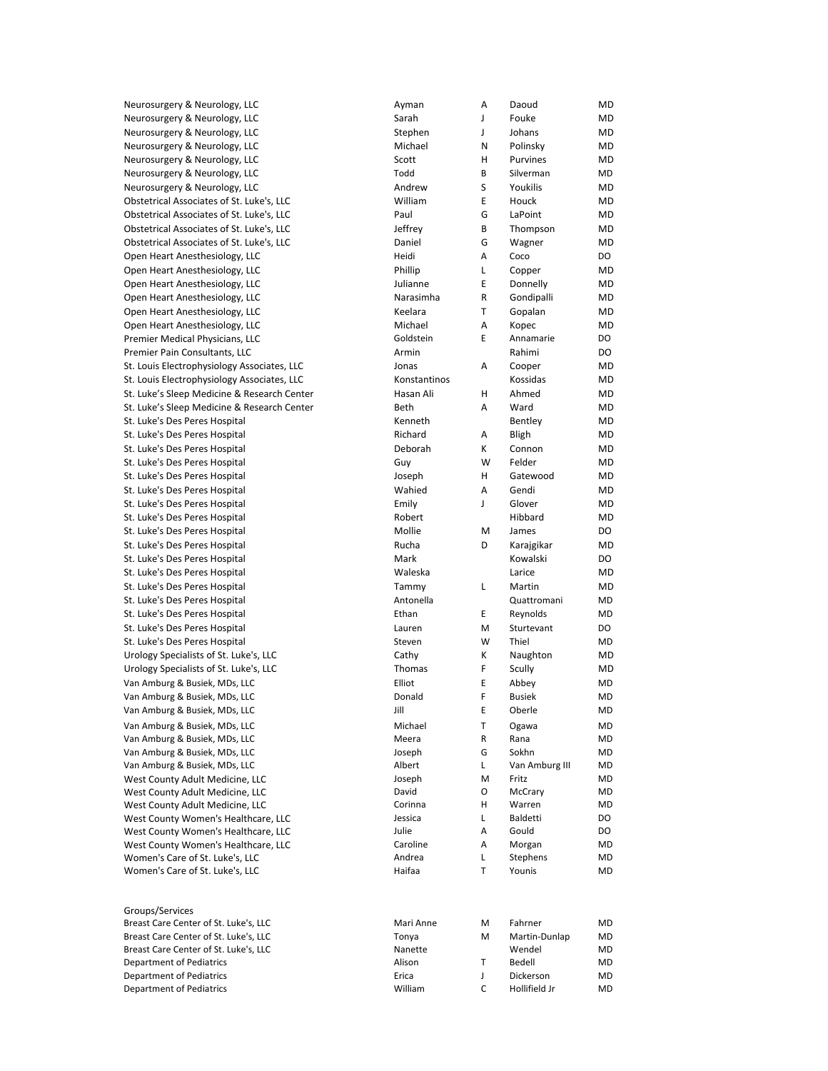| | | | | |
|---|---|---|---|---|
| Neurosurgery & Neurology, LLC | Ayman | A | Daoud | MD |
| Neurosurgery & Neurology, LLC | Sarah | J | Fouke | MD |
| Neurosurgery & Neurology, LLC | Stephen | J | Johans | MD |
| Neurosurgery & Neurology, LLC | Michael | N | Polinsky | MD |
| Neurosurgery & Neurology, LLC | Scott | H | Purvines | MD |
| Neurosurgery & Neurology, LLC | Todd | B | Silverman | MD |
| Neurosurgery & Neurology, LLC | Andrew | S | Youkilis | MD |
| Obstetrical Associates of St. Luke's, LLC | William | E | Houck | MD |
| Obstetrical Associates of St. Luke's, LLC | Paul | G | LaPoint | MD |
| Obstetrical Associates of St. Luke's, LLC | Jeffrey | B | Thompson | MD |
| Obstetrical Associates of St. Luke's, LLC | Daniel | G | Wagner | MD |
| Open Heart Anesthesiology, LLC | Heidi | A | Coco | DO |
| Open Heart Anesthesiology, LLC | Phillip | L | Copper | MD |
| Open Heart Anesthesiology, LLC | Julianne | E | Donnelly | MD |
| Open Heart Anesthesiology, LLC | Narasimha | R | Gondipalli | MD |
| Open Heart Anesthesiology, LLC | Keelara | T | Gopalan | MD |
| Open Heart Anesthesiology, LLC | Michael | A | Kopec | MD |
| Premier Medical Physicians, LLC | Goldstein | E | Annamarie | DO |
| Premier Pain Consultants, LLC | Armin | | Rahimi | DO |
| St. Louis Electrophysiology Associates, LLC | Jonas | A | Cooper | MD |
| St. Louis Electrophysiology Associates, LLC | Konstantinos | | Kossidas | MD |
| St. Luke's Sleep Medicine & Research Center | Hasan Ali | H | Ahmed | MD |
| St. Luke's Sleep Medicine & Research Center | Beth | A | Ward | MD |
| St. Luke's Des Peres Hospital | Kenneth | | Bentley | MD |
| St. Luke's Des Peres Hospital | Richard | A | Bligh | MD |
| St. Luke's Des Peres Hospital | Deborah | K | Connon | MD |
| St. Luke's Des Peres Hospital | Guy | W | Felder | MD |
| St. Luke's Des Peres Hospital | Joseph | H | Gatewood | MD |
| St. Luke's Des Peres Hospital | Wahied | A | Gendi | MD |
| St. Luke's Des Peres Hospital | Emily | J | Glover | MD |
| St. Luke's Des Peres Hospital | Robert | | Hibbard | MD |
| St. Luke's Des Peres Hospital | Mollie | M | James | DO |
| St. Luke's Des Peres Hospital | Rucha | D | Karajgikar | MD |
| St. Luke's Des Peres Hospital | Mark | | Kowalski | DO |
| St. Luke's Des Peres Hospital | Waleska | | Larice | MD |
| St. Luke's Des Peres Hospital | Tammy | L | Martin | MD |
| St. Luke's Des Peres Hospital | Antonella | | Quattromani | MD |
| St. Luke's Des Peres Hospital | Ethan | E | Reynolds | MD |
| St. Luke's Des Peres Hospital | Lauren | M | Sturtevant | DO |
| St. Luke's Des Peres Hospital | Steven | W | Thiel | MD |
| Urology Specialists of St. Luke's, LLC | Cathy | K | Naughton | MD |
| Urology Specialists of St. Luke's, LLC | Thomas | F | Scully | MD |
| Van Amburg & Busiek, MDs, LLC | Elliot | E | Abbey | MD |
| Van Amburg & Busiek, MDs, LLC | Donald | F | Busiek | MD |
| Van Amburg & Busiek, MDs, LLC | Jill | E | Oberle | MD |
| Van Amburg & Busiek, MDs, LLC | Michael | T | Ogawa | MD |
| Van Amburg & Busiek, MDs, LLC | Meera | R | Rana | MD |
| Van Amburg & Busiek, MDs, LLC | Joseph | G | Sokhn | MD |
| Van Amburg & Busiek, MDs, LLC | Albert | L | Van Amburg III | MD |
| West County Adult Medicine, LLC | Joseph | M | Fritz | MD |
| West County Adult Medicine, LLC | David | O | McCrary | MD |
| West County Adult Medicine, LLC | Corinna | H | Warren | MD |
| West County Women's Healthcare, LLC | Jessica | L | Baldetti | DO |
| West County Women's Healthcare, LLC | Julie | A | Gould | DO |
| West County Women's Healthcare, LLC | Caroline | A | Morgan | MD |
| Women's Care of St. Luke's, LLC | Andrea | L | Stephens | MD |
| Women's Care of St. Luke's, LLC | Haifaa | T | Younis | MD |

Groups/Services

| | | | | |
|---|---|---|---|---|
| Breast Care Center of St. Luke's, LLC | Mari Anne | M | Fahrner | MD |
| Breast Care Center of St. Luke's, LLC | Tonya | M | Martin-Dunlap | MD |
| Breast Care Center of St. Luke's, LLC | Nanette | | Wendel | MD |
| Department of Pediatrics | Alison | T | Bedell | MD |
| Department of Pediatrics | Erica | J | Dickerson | MD |
| Department of Pediatrics | William | C | Hollifield Jr | MD |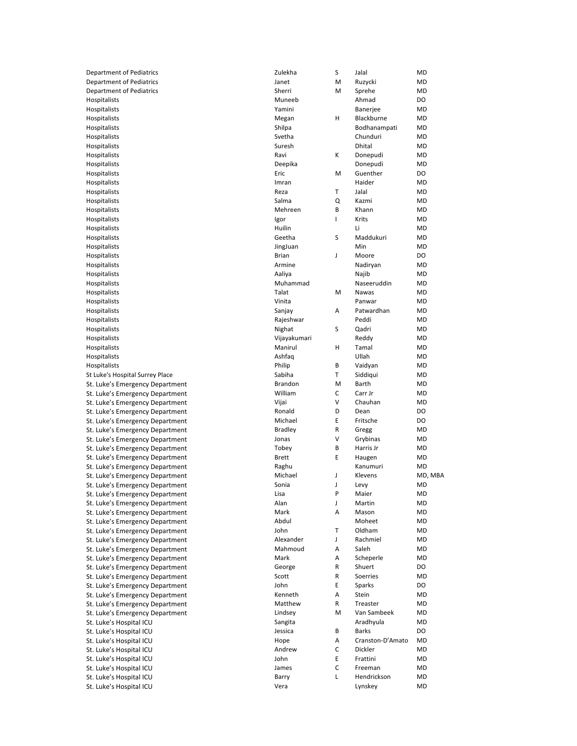| | | | | |
|---|---|---|---|---|
| Department of Pediatrics | Zulekha | S | Jalal | MD |
| Department of Pediatrics | Janet | M | Ruzycki | MD |
| Department of Pediatrics | Sherri | M | Sprehe | MD |
| Hospitalists | Muneeb | | Ahmad | DO |
| Hospitalists | Yamini | | Banerjee | MD |
| Hospitalists | Megan | H | Blackburne | MD |
| Hospitalists | Shilpa | | Bodhanampati | MD |
| Hospitalists | Svetha | | Chunduri | MD |
| Hospitalists | Suresh | | Dhital | MD |
| Hospitalists | Ravi | K | Donepudi | MD |
| Hospitalists | Deepika | | Donepudi | MD |
| Hospitalists | Eric | M | Guenther | DO |
| Hospitalists | Imran | | Haider | MD |
| Hospitalists | Reza | T | Jalal | MD |
| Hospitalists | Salma | Q | Kazmi | MD |
| Hospitalists | Mehreen | B | Khann | MD |
| Hospitalists | Igor | I | Krits | MD |
| Hospitalists | Huilin | | Li | MD |
| Hospitalists | Geetha | S | Maddukuri | MD |
| Hospitalists | JingJuan | | Min | MD |
| Hospitalists | Brian | J | Moore | DO |
| Hospitalists | Armine | | Nadiryan | MD |
| Hospitalists | Aaliya | | Najib | MD |
| Hospitalists | Muhammad | | Naseeruddin | MD |
| Hospitalists | Talat | M | Nawas | MD |
| Hospitalists | Vinita | | Panwar | MD |
| Hospitalists | Sanjay | A | Patwardhan | MD |
| Hospitalists | Rajeshwar | | Peddi | MD |
| Hospitalists | Nighat | S | Qadri | MD |
| Hospitalists | Vijayakumari | | Reddy | MD |
| Hospitalists | Manirul | H | Tamal | MD |
| Hospitalists | Ashfaq | | Ullah | MD |
| Hospitalists | Philip | B | Vaidyan | MD |
| St Luke's Hospital Surrey Place | Sabiha | T | Siddiqui | MD |
| St. Luke’s Emergency Department | Brandon | M | Barth | MD |
| St. Luke’s Emergency Department | William | C | Carr Jr | MD |
| St. Luke’s Emergency Department | Vijai | V | Chauhan | MD |
| St. Luke’s Emergency Department | Ronald | D | Dean | DO |
| St. Luke’s Emergency Department | Michael | E | Fritsche | DO |
| St. Luke’s Emergency Department | Bradley | R | Gregg | MD |
| St. Luke’s Emergency Department | Jonas | V | Grybinas | MD |
| St. Luke’s Emergency Department | Tobey | B | Harris Jr | MD |
| St. Luke’s Emergency Department | Brett | E | Haugen | MD |
| St. Luke’s Emergency Department | Raghu | | Kanumuri | MD |
| St. Luke’s Emergency Department | Michael | J | Klevens | MD, MBA |
| St. Luke’s Emergency Department | Sonia | J | Levy | MD |
| St. Luke’s Emergency Department | Lisa | P | Maier | MD |
| St. Luke’s Emergency Department | Alan | J | Martin | MD |
| St. Luke’s Emergency Department | Mark | A | Mason | MD |
| St. Luke’s Emergency Department | Abdul | | Moheet | MD |
| St. Luke’s Emergency Department | John | T | Oldham | MD |
| St. Luke’s Emergency Department | Alexander | J | Rachmiel | MD |
| St. Luke’s Emergency Department | Mahmoud | A | Saleh | MD |
| St. Luke’s Emergency Department | Mark | A | Scheperle | MD |
| St. Luke’s Emergency Department | George | R | Shuert | DO |
| St. Luke’s Emergency Department | Scott | R | Soerries | MD |
| St. Luke’s Emergency Department | John | E | Sparks | DO |
| St. Luke’s Emergency Department | Kenneth | A | Stein | MD |
| St. Luke’s Emergency Department | Matthew | R | Treaster | MD |
| St. Luke’s Emergency Department | Lindsey | M | Van Sambeek | MD |
| St. Luke’s Hospital ICU | Sangita | | Aradhyula | MD |
| St. Luke’s Hospital ICU | Jessica | B | Barks | DO |
| St. Luke’s Hospital ICU | Hope | A | Cranston-D’Amato | MD |
| St. Luke’s Hospital ICU | Andrew | C | Dickler | MD |
| St. Luke’s Hospital ICU | John | E | Frattini | MD |
| St. Luke’s Hospital ICU | James | C | Freeman | MD |
| St. Luke’s Hospital ICU | Barry | L | Hendrickson | MD |
| St. Luke’s Hospital ICU | Vera | | Lynskey | MD |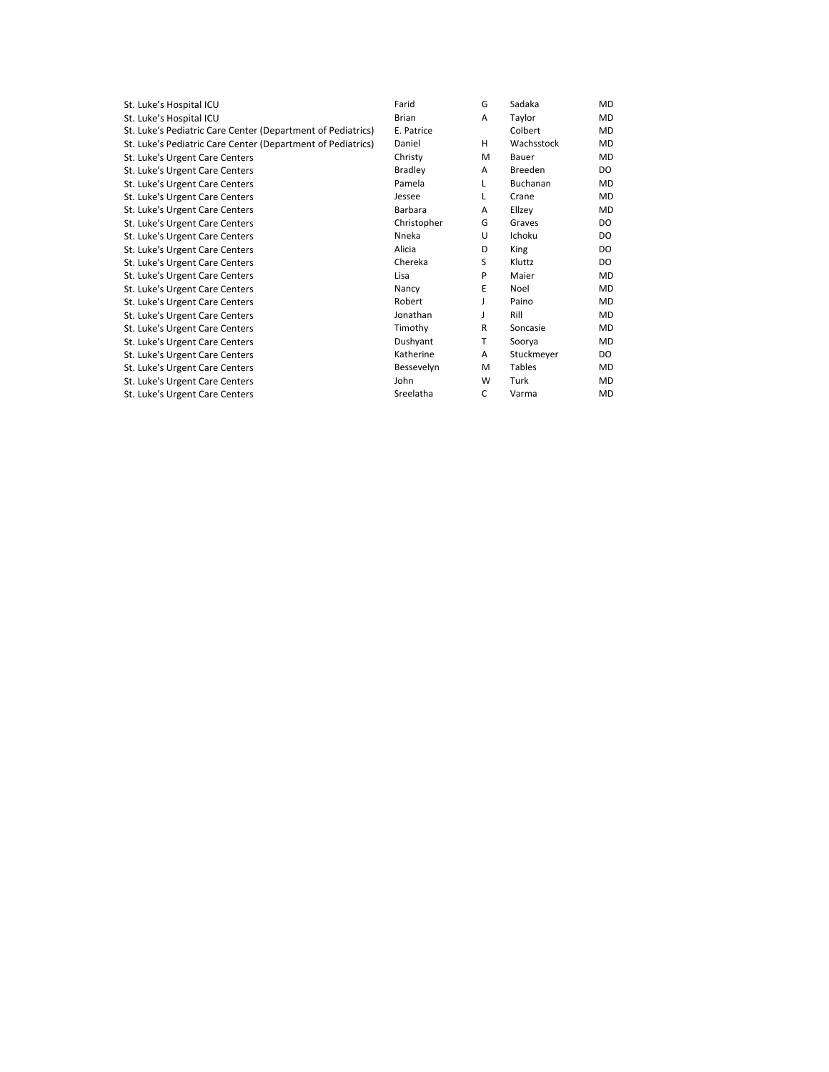| | | | | |
|---|---|---|---|---|
| St. Luke’s Hospital ICU | Farid | G | Sadaka | MD |
| St. Luke’s Hospital ICU | Brian | A | Taylor | MD |
| St. Luke's Pediatric Care Center (Department of Pediatrics) | E. Patrice | | Colbert | MD |
| St. Luke's Pediatric Care Center (Department of Pediatrics) | Daniel | H | Wachsstock | MD |
| St. Luke's Urgent Care Centers | Christy | M | Bauer | MD |
| St. Luke's Urgent Care Centers | Bradley | A | Breeden | DO |
| St. Luke's Urgent Care Centers | Pamela | L | Buchanan | MD |
| St. Luke's Urgent Care Centers | Jessee | L | Crane | MD |
| St. Luke's Urgent Care Centers | Barbara | A | Ellzey | MD |
| St. Luke's Urgent Care Centers | Christopher | G | Graves | DO |
| St. Luke's Urgent Care Centers | Nneka | U | Ichoku | DO |
| St. Luke's Urgent Care Centers | Alicia | D | King | DO |
| St. Luke's Urgent Care Centers | Chereka | S | Kluttz | DO |
| St. Luke's Urgent Care Centers | Lisa | P | Maier | MD |
| St. Luke's Urgent Care Centers | Nancy | E | Noel | MD |
| St. Luke's Urgent Care Centers | Robert | J | Paino | MD |
| St. Luke's Urgent Care Centers | Jonathan | J | Rill | MD |
| St. Luke's Urgent Care Centers | Timothy | R | Soncasie | MD |
| St. Luke's Urgent Care Centers | Dushyant | T | Soorya | MD |
| St. Luke's Urgent Care Centers | Katherine | A | Stuckmeyer | DO |
| St. Luke's Urgent Care Centers | Bessevelyn | M | Tables | MD |
| St. Luke's Urgent Care Centers | John | W | Turk | MD |
| St. Luke's Urgent Care Centers | Sreelatha | C | Varma | MD |